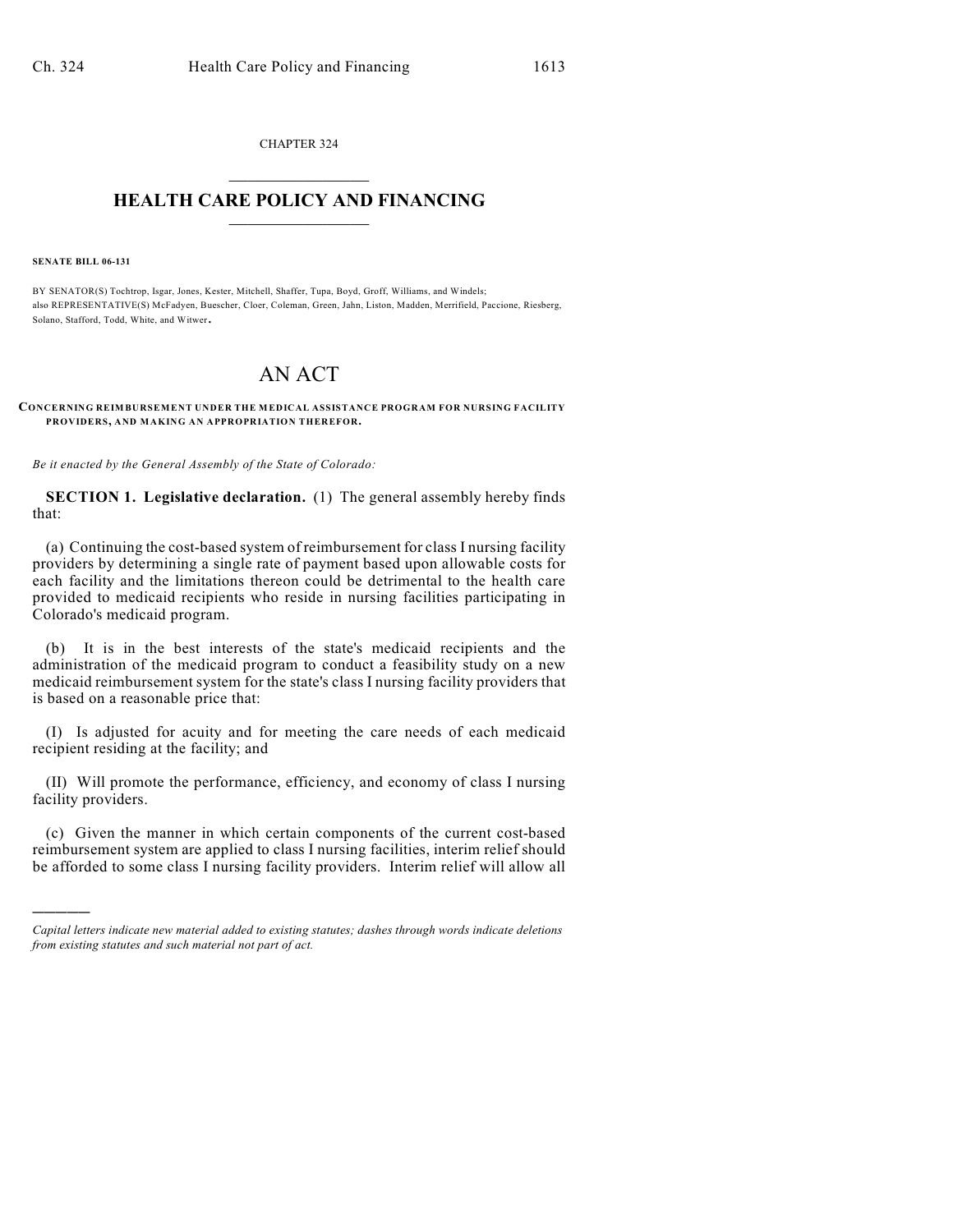CHAPTER 324

# HEALTH CARE POLICY AND FINANCING

**SENATE BILL 06-131**

BY SENATOR(S) Tochtrop, Isgar, Jones, Kester, Mitchell, Shaffer, Tupa, Boyd, Groff, Williams, and Windels;
also REPRESENTATIVE(S) McFadyen, Buescher, Cloer, Coleman, Green, Jahn, Liston, Madden, Merrifield, Paccione, Riesberg, Solano, Stafford, Todd, White, and Witwer.

# AN ACT

**CONCERNING REIMBURSEMENT UNDER THE MEDICAL ASSISTANCE PROGRAM FOR NURSING FACILITY PROVIDERS, AND MAKING AN APPROPRIATION THEREFOR.**

*Be it enacted by the General Assembly of the State of Colorado:*

**SECTION 1. Legislative declaration.** (1) The general assembly hereby finds that:

(a) Continuing the cost-based system of reimbursement for class I nursing facility providers by determining a single rate of payment based upon allowable costs for each facility and the limitations thereon could be detrimental to the health care provided to medicaid recipients who reside in nursing facilities participating in Colorado's medicaid program.

(b) It is in the best interests of the state's medicaid recipients and the administration of the medicaid program to conduct a feasibility study on a new medicaid reimbursement system for the state's class I nursing facility providers that is based on a reasonable price that:

(I) Is adjusted for acuity and for meeting the care needs of each medicaid recipient residing at the facility; and

(II) Will promote the performance, efficiency, and economy of class I nursing facility providers.

(c) Given the manner in which certain components of the current cost-based reimbursement system are applied to class I nursing facilities, interim relief should be afforded to some class I nursing facility providers. Interim relief will allow all

---

*Capital letters indicate new material added to existing statutes; dashes through words indicate deletions from existing statutes and such material not part of act.*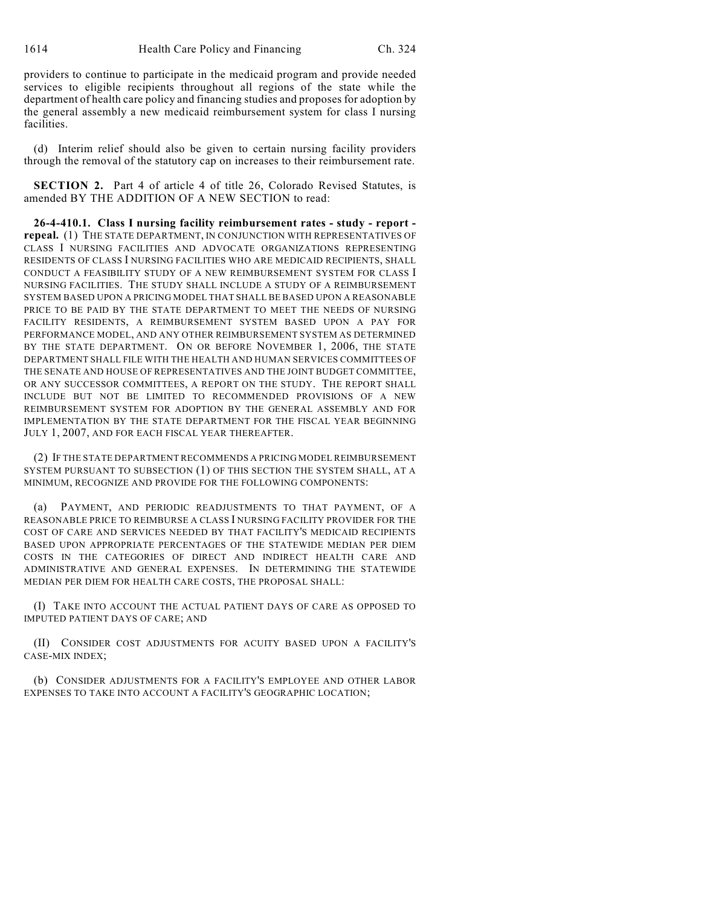providers to continue to participate in the medicaid program and provide needed services to eligible recipients throughout all regions of the state while the department of health care policy and financing studies and proposes for adoption by the general assembly a new medicaid reimbursement system for class I nursing facilities.

(d) Interim relief should also be given to certain nursing facility providers through the removal of the statutory cap on increases to their reimbursement rate.

**SECTION 2.** Part 4 of article 4 of title 26, Colorado Revised Statutes, is amended BY THE ADDITION OF A NEW SECTION to read:

**26-4-410.1. Class I nursing facility reimbursement rates - study - report - repeal.** (1) THE STATE DEPARTMENT, IN CONJUNCTION WITH REPRESENTATIVES OF CLASS I NURSING FACILITIES AND ADVOCATE ORGANIZATIONS REPRESENTING RESIDENTS OF CLASS I NURSING FACILITIES WHO ARE MEDICAID RECIPIENTS, SHALL CONDUCT A FEASIBILITY STUDY OF A NEW REIMBURSEMENT SYSTEM FOR CLASS I NURSING FACILITIES. THE STUDY SHALL INCLUDE A STUDY OF A REIMBURSEMENT SYSTEM BASED UPON A PRICING MODEL THAT SHALL BE BASED UPON A REASONABLE PRICE TO BE PAID BY THE STATE DEPARTMENT TO MEET THE NEEDS OF NURSING FACILITY RESIDENTS, A REIMBURSEMENT SYSTEM BASED UPON A PAY FOR PERFORMANCE MODEL, AND ANY OTHER REIMBURSEMENT SYSTEM AS DETERMINED BY THE STATE DEPARTMENT. ON OR BEFORE NOVEMBER 1, 2006, THE STATE DEPARTMENT SHALL FILE WITH THE HEALTH AND HUMAN SERVICES COMMITTEES OF THE SENATE AND HOUSE OF REPRESENTATIVES AND THE JOINT BUDGET COMMITTEE, OR ANY SUCCESSOR COMMITTEES, A REPORT ON THE STUDY. THE REPORT SHALL INCLUDE BUT NOT BE LIMITED TO RECOMMENDED PROVISIONS OF A NEW REIMBURSEMENT SYSTEM FOR ADOPTION BY THE GENERAL ASSEMBLY AND FOR IMPLEMENTATION BY THE STATE DEPARTMENT FOR THE FISCAL YEAR BEGINNING JULY 1, 2007, AND FOR EACH FISCAL YEAR THEREAFTER.

(2) IF THE STATE DEPARTMENT RECOMMENDS A PRICING MODEL REIMBURSEMENT SYSTEM PURSUANT TO SUBSECTION (1) OF THIS SECTION THE SYSTEM SHALL, AT A MINIMUM, RECOGNIZE AND PROVIDE FOR THE FOLLOWING COMPONENTS:

(a) PAYMENT, AND PERIODIC READJUSTMENTS TO THAT PAYMENT, OF A REASONABLE PRICE TO REIMBURSE A CLASS I NURSING FACILITY PROVIDER FOR THE COST OF CARE AND SERVICES NEEDED BY THAT FACILITY'S MEDICAID RECIPIENTS BASED UPON APPROPRIATE PERCENTAGES OF THE STATEWIDE MEDIAN PER DIEM COSTS IN THE CATEGORIES OF DIRECT AND INDIRECT HEALTH CARE AND ADMINISTRATIVE AND GENERAL EXPENSES. IN DETERMINING THE STATEWIDE MEDIAN PER DIEM FOR HEALTH CARE COSTS, THE PROPOSAL SHALL:

(I) TAKE INTO ACCOUNT THE ACTUAL PATIENT DAYS OF CARE AS OPPOSED TO IMPUTED PATIENT DAYS OF CARE; AND

(II) CONSIDER COST ADJUSTMENTS FOR ACUITY BASED UPON A FACILITY'S CASE-MIX INDEX;

(b) CONSIDER ADJUSTMENTS FOR A FACILITY'S EMPLOYEE AND OTHER LABOR EXPENSES TO TAKE INTO ACCOUNT A FACILITY'S GEOGRAPHIC LOCATION;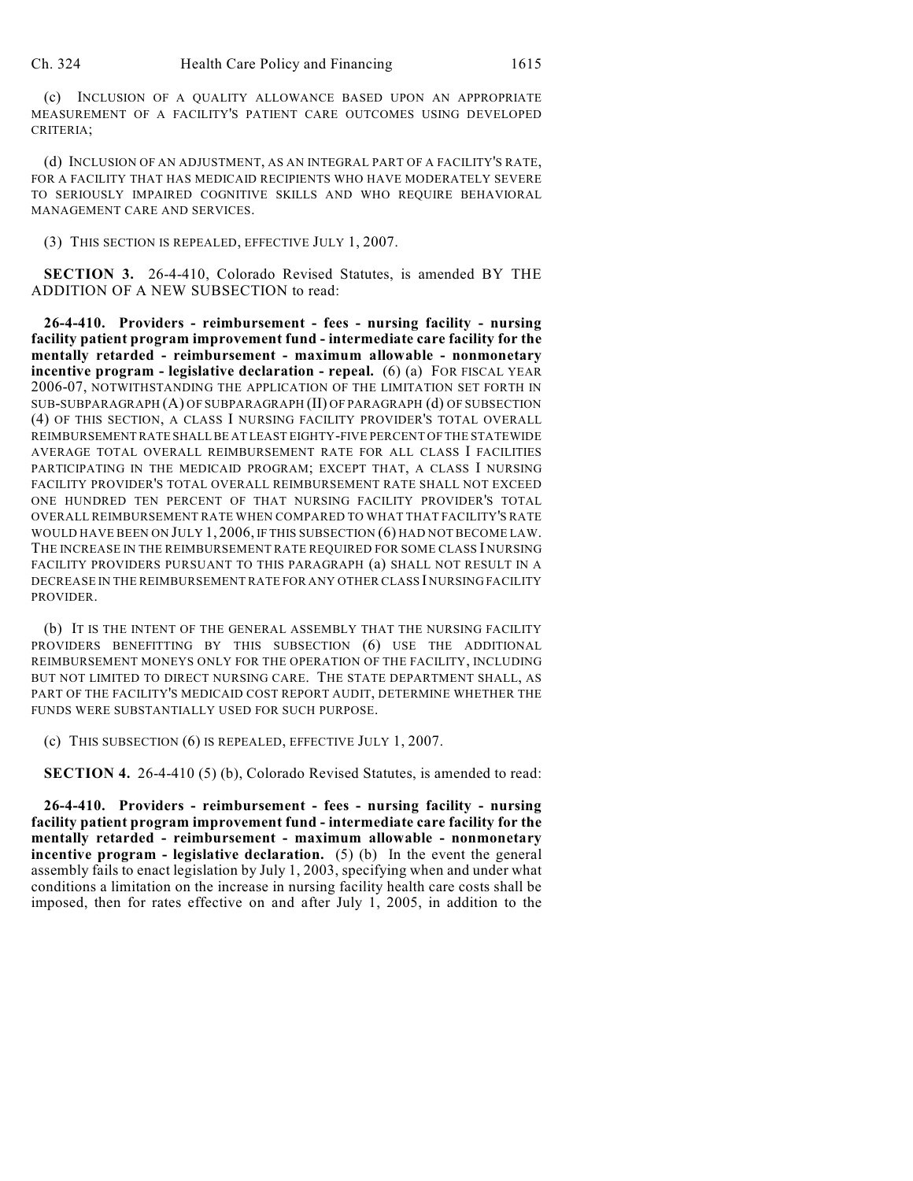(c) INCLUSION OF A QUALITY ALLOWANCE BASED UPON AN APPROPRIATE MEASUREMENT OF A FACILITY'S PATIENT CARE OUTCOMES USING DEVELOPED CRITERIA;

(d) INCLUSION OF AN ADJUSTMENT, AS AN INTEGRAL PART OF A FACILITY'S RATE, FOR A FACILITY THAT HAS MEDICAID RECIPIENTS WHO HAVE MODERATELY SEVERE TO SERIOUSLY IMPAIRED COGNITIVE SKILLS AND WHO REQUIRE BEHAVIORAL MANAGEMENT CARE AND SERVICES.

(3) THIS SECTION IS REPEALED, EFFECTIVE JULY 1, 2007.

**SECTION 3.** 26-4-410, Colorado Revised Statutes, is amended BY THE ADDITION OF A NEW SUBSECTION to read:

**26-4-410. Providers - reimbursement - fees - nursing facility - nursing facility patient program improvement fund - intermediate care facility for the mentally retarded - reimbursement - maximum allowable - nonmonetary incentive program - legislative declaration - repeal.** (6) (a) FOR FISCAL YEAR 2006-07, NOTWITHSTANDING THE APPLICATION OF THE LIMITATION SET FORTH IN SUB-SUBPARAGRAPH (A) OF SUBPARAGRAPH (II) OF PARAGRAPH (d) OF SUBSECTION (4) OF THIS SECTION, A CLASS I NURSING FACILITY PROVIDER'S TOTAL OVERALL REIMBURSEMENT RATE SHALL BE AT LEAST EIGHTY-FIVE PERCENT OF THE STATEWIDE AVERAGE TOTAL OVERALL REIMBURSEMENT RATE FOR ALL CLASS I FACILITIES PARTICIPATING IN THE MEDICAID PROGRAM; EXCEPT THAT, A CLASS I NURSING FACILITY PROVIDER'S TOTAL OVERALL REIMBURSEMENT RATE SHALL NOT EXCEED ONE HUNDRED TEN PERCENT OF THAT NURSING FACILITY PROVIDER'S TOTAL OVERALL REIMBURSEMENT RATE WHEN COMPARED TO WHAT THAT FACILITY'S RATE WOULD HAVE BEEN ON JULY 1, 2006, IF THIS SUBSECTION (6) HAD NOT BECOME LAW. THE INCREASE IN THE REIMBURSEMENT RATE REQUIRED FOR SOME CLASS I NURSING FACILITY PROVIDERS PURSUANT TO THIS PARAGRAPH (a) SHALL NOT RESULT IN A DECREASE IN THE REIMBURSEMENT RATE FOR ANY OTHER CLASS I NURSING FACILITY PROVIDER.

(b) IT IS THE INTENT OF THE GENERAL ASSEMBLY THAT THE NURSING FACILITY PROVIDERS BENEFITTING BY THIS SUBSECTION (6) USE THE ADDITIONAL REIMBURSEMENT MONEYS ONLY FOR THE OPERATION OF THE FACILITY, INCLUDING BUT NOT LIMITED TO DIRECT NURSING CARE. THE STATE DEPARTMENT SHALL, AS PART OF THE FACILITY'S MEDICAID COST REPORT AUDIT, DETERMINE WHETHER THE FUNDS WERE SUBSTANTIALLY USED FOR SUCH PURPOSE.

(c) THIS SUBSECTION (6) IS REPEALED, EFFECTIVE JULY 1, 2007.

**SECTION 4.** 26-4-410 (5) (b), Colorado Revised Statutes, is amended to read:

**26-4-410. Providers - reimbursement - fees - nursing facility - nursing facility patient program improvement fund - intermediate care facility for the mentally retarded - reimbursement - maximum allowable - nonmonetary incentive program - legislative declaration.** (5) (b) In the event the general assembly fails to enact legislation by July 1, 2003, specifying when and under what conditions a limitation on the increase in nursing facility health care costs shall be imposed, then for rates effective on and after July 1, 2005, in addition to the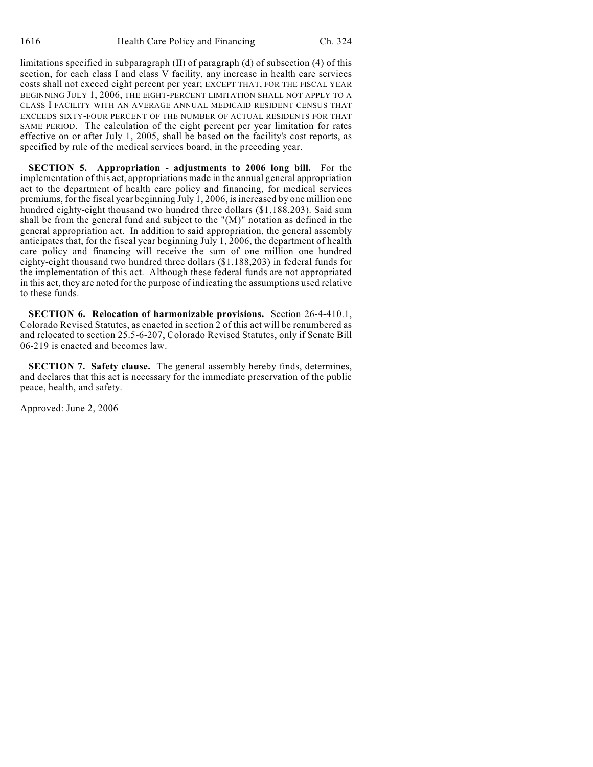limitations specified in subparagraph (II) of paragraph (d) of subsection (4) of this section, for each class I and class V facility, any increase in health care services costs shall not exceed eight percent per year; EXCEPT THAT, FOR THE FISCAL YEAR BEGINNING JULY 1, 2006, THE EIGHT-PERCENT LIMITATION SHALL NOT APPLY TO A CLASS I FACILITY WITH AN AVERAGE ANNUAL MEDICAID RESIDENT CENSUS THAT EXCEEDS SIXTY-FOUR PERCENT OF THE NUMBER OF ACTUAL RESIDENTS FOR THAT SAME PERIOD. The calculation of the eight percent per year limitation for rates effective on or after July 1, 2005, shall be based on the facility's cost reports, as specified by rule of the medical services board, in the preceding year.

**SECTION 5. Appropriation - adjustments to 2006 long bill.** For the implementation of this act, appropriations made in the annual general appropriation act to the department of health care policy and financing, for medical services premiums, for the fiscal year beginning July 1, 2006, is increased by one million one hundred eighty-eight thousand two hundred three dollars ($1,188,203). Said sum shall be from the general fund and subject to the "(M)" notation as defined in the general appropriation act. In addition to said appropriation, the general assembly anticipates that, for the fiscal year beginning July 1, 2006, the department of health care policy and financing will receive the sum of one million one hundred eighty-eight thousand two hundred three dollars ($1,188,203) in federal funds for the implementation of this act. Although these federal funds are not appropriated in this act, they are noted for the purpose of indicating the assumptions used relative to these funds.

**SECTION 6. Relocation of harmonizable provisions.** Section 26-4-410.1, Colorado Revised Statutes, as enacted in section 2 of this act will be renumbered as and relocated to section 25.5-6-207, Colorado Revised Statutes, only if Senate Bill 06-219 is enacted and becomes law.

**SECTION 7. Safety clause.** The general assembly hereby finds, determines, and declares that this act is necessary for the immediate preservation of the public peace, health, and safety.

Approved: June 2, 2006